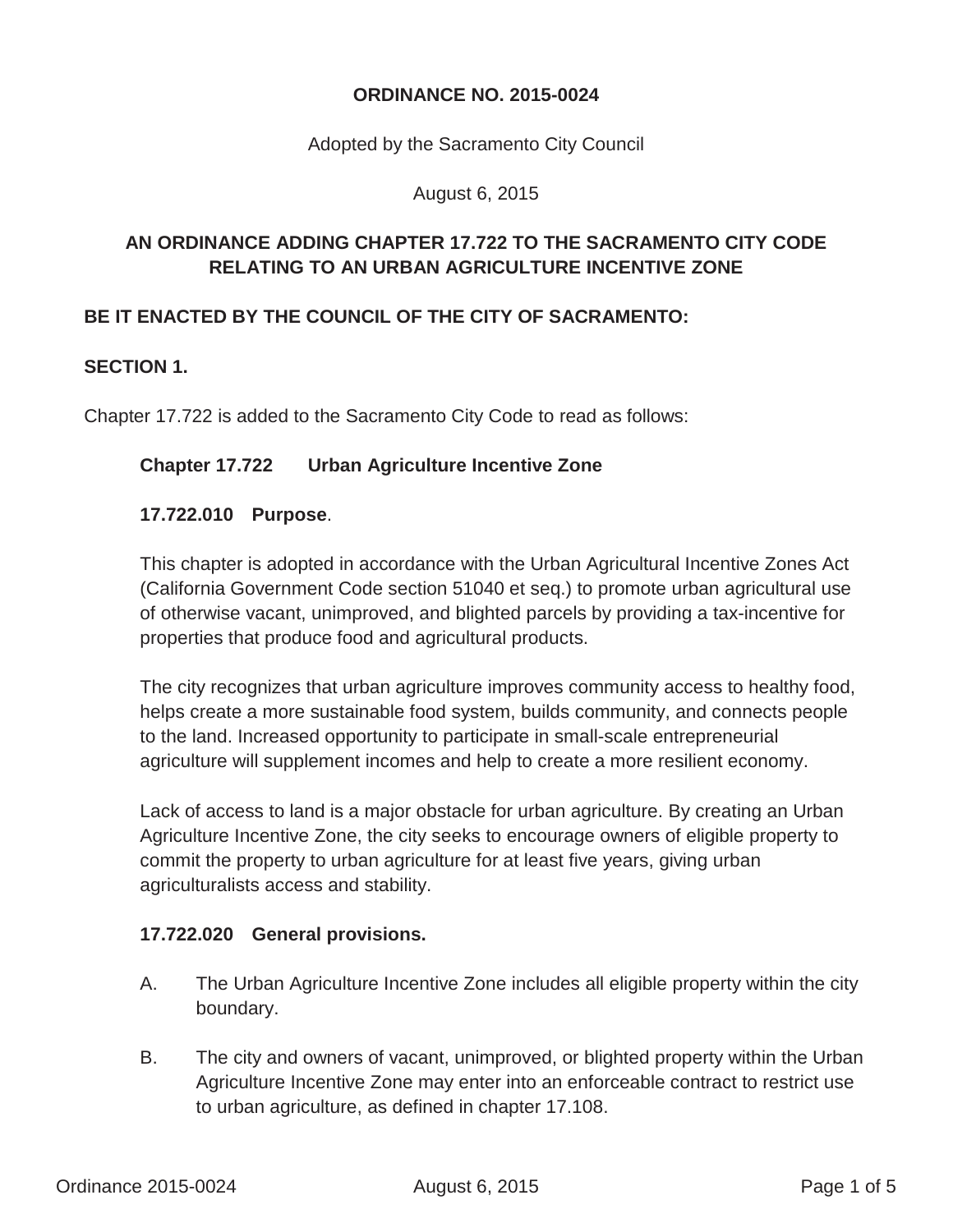**ORDINANCE NO. 2015-0024**

Adopted by the Sacramento City Council

August 6, 2015

**AN ORDINANCE ADDING CHAPTER 17.722 TO THE SACRAMENTO CITY CODE RELATING TO AN URBAN AGRICULTURE INCENTIVE ZONE**

**BE IT ENACTED BY THE COUNCIL OF THE CITY OF SACRAMENTO:**

**SECTION 1.**

Chapter 17.722 is added to the Sacramento City Code to read as follows:

**Chapter 17.722 Urban Agriculture Incentive Zone**

**17.722.010 Purpose**.

This chapter is adopted in accordance with the Urban Agricultural Incentive Zones Act (California Government Code section 51040 et seq.) to promote urban agricultural use of otherwise vacant, unimproved, and blighted parcels by providing a tax-incentive for properties that produce food and agricultural products.

The city recognizes that urban agriculture improves community access to healthy food, helps create a more sustainable food system, builds community, and connects people to the land. Increased opportunity to participate in small-scale entrepreneurial agriculture will supplement incomes and help to create a more resilient economy.

Lack of access to land is a major obstacle for urban agriculture. By creating an Urban Agriculture Incentive Zone, the city seeks to encourage owners of eligible property to commit the property to urban agriculture for at least five years, giving urban agriculturalists access and stability.

**17.722.020 General provisions.**

A. The Urban Agriculture Incentive Zone includes all eligible property within the city boundary.

B. The city and owners of vacant, unimproved, or blighted property within the Urban Agriculture Incentive Zone may enter into an enforceable contract to restrict use to urban agriculture, as defined in chapter 17.108.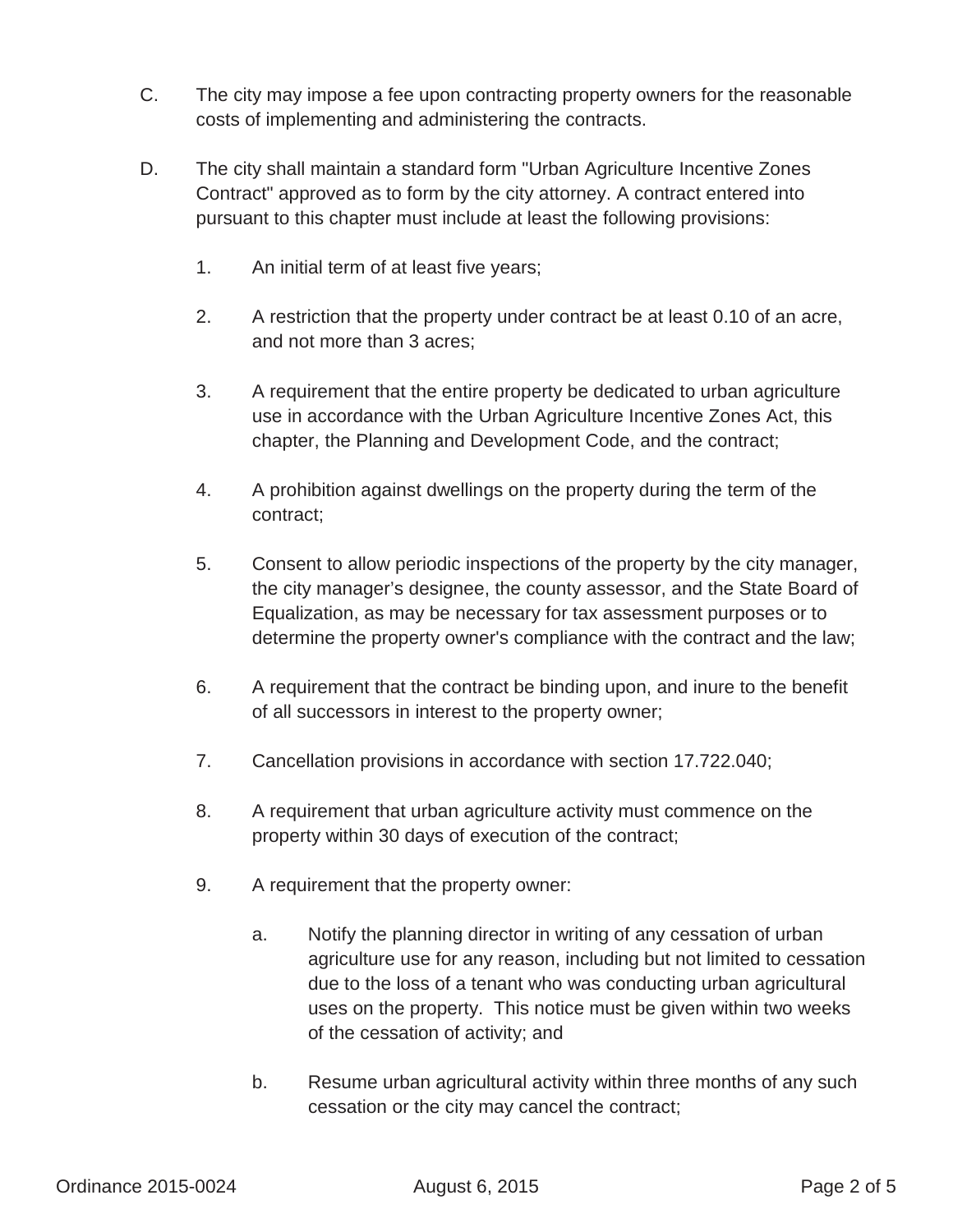C. The city may impose a fee upon contracting property owners for the reasonable costs of implementing and administering the contracts.

D. The city shall maintain a standard form "Urban Agriculture Incentive Zones Contract" approved as to form by the city attorney. A contract entered into pursuant to this chapter must include at least the following provisions:

1. An initial term of at least five years;

2. A restriction that the property under contract be at least 0.10 of an acre, and not more than 3 acres;

3. A requirement that the entire property be dedicated to urban agriculture use in accordance with the Urban Agriculture Incentive Zones Act, this chapter, the Planning and Development Code, and the contract;

4. A prohibition against dwellings on the property during the term of the contract;

5. Consent to allow periodic inspections of the property by the city manager, the city manager's designee, the county assessor, and the State Board of Equalization, as may be necessary for tax assessment purposes or to determine the property owner's compliance with the contract and the law;

6. A requirement that the contract be binding upon, and inure to the benefit of all successors in interest to the property owner;

7. Cancellation provisions in accordance with section 17.722.040;

8. A requirement that urban agriculture activity must commence on the property within 30 days of execution of the contract;

9. A requirement that the property owner:

    a. Notify the planning director in writing of any cessation of urban agriculture use for any reason, including but not limited to cessation due to the loss of a tenant who was conducting urban agricultural uses on the property. This notice must be given within two weeks of the cessation of activity; and

    b. Resume urban agricultural activity within three months of any such cessation or the city may cancel the contract;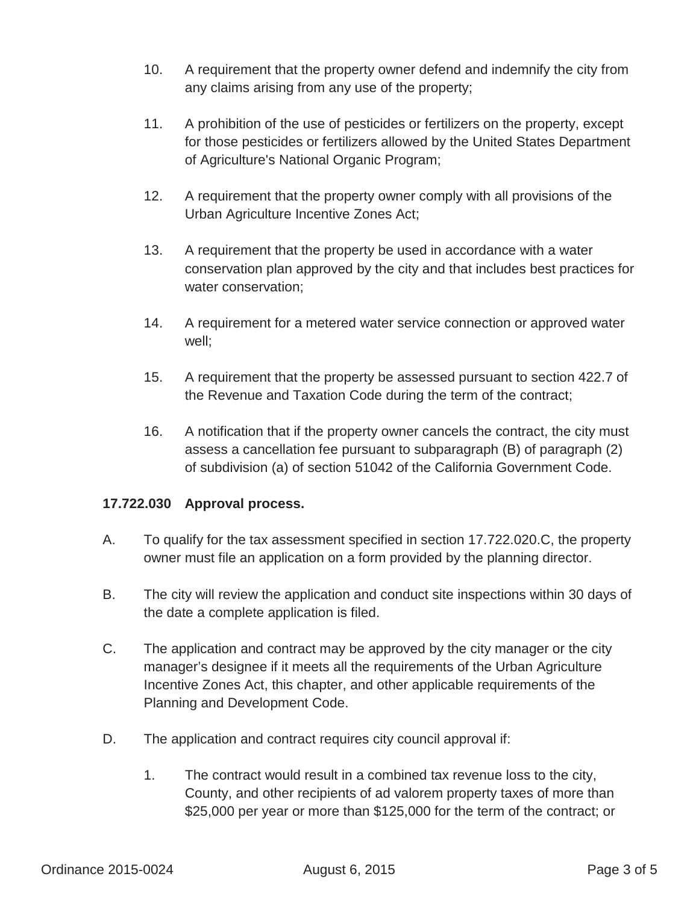10. A requirement that the property owner defend and indemnify the city from any claims arising from any use of the property;

11. A prohibition of the use of pesticides or fertilizers on the property, except for those pesticides or fertilizers allowed by the United States Department of Agriculture's National Organic Program;

12. A requirement that the property owner comply with all provisions of the Urban Agriculture Incentive Zones Act;

13. A requirement that the property be used in accordance with a water conservation plan approved by the city and that includes best practices for water conservation;

14. A requirement for a metered water service connection or approved water well;

15. A requirement that the property be assessed pursuant to section 422.7 of the Revenue and Taxation Code during the term of the contract;

16. A notification that if the property owner cancels the contract, the city must assess a cancellation fee pursuant to subparagraph (B) of paragraph (2) of subdivision (a) of section 51042 of the California Government Code.

**17.722.030 Approval process.**

A. To qualify for the tax assessment specified in section 17.722.020.C, the property owner must file an application on a form provided by the planning director.

B. The city will review the application and conduct site inspections within 30 days of the date a complete application is filed.

C. The application and contract may be approved by the city manager or the city manager's designee if it meets all the requirements of the Urban Agriculture Incentive Zones Act, this chapter, and other applicable requirements of the Planning and Development Code.

D. The application and contract requires city council approval if:

   1. The contract would result in a combined tax revenue loss to the city, County, and other recipients of ad valorem property taxes of more than $25,000 per year or more than $125,000 for the term of the contract; or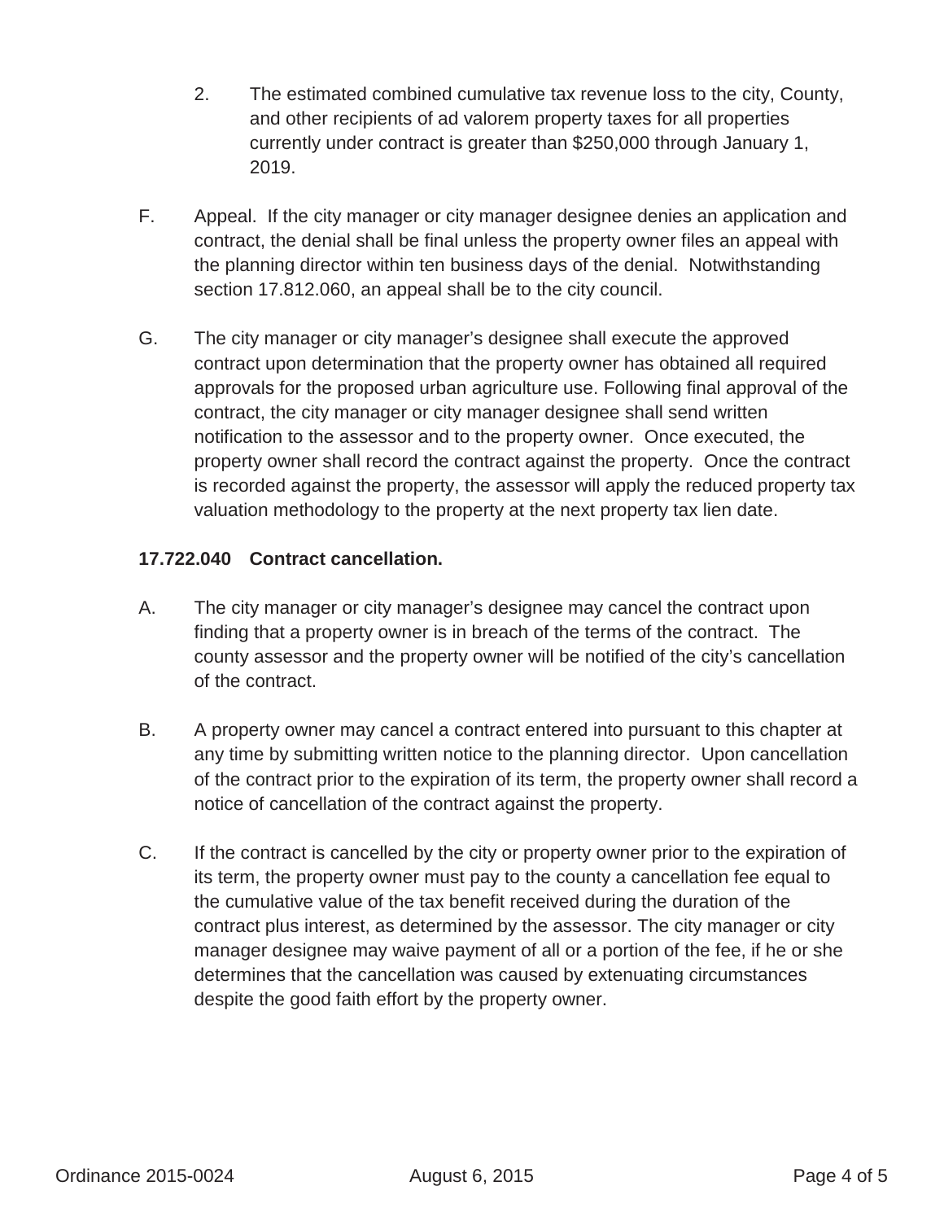2. The estimated combined cumulative tax revenue loss to the city, County, and other recipients of ad valorem property taxes for all properties currently under contract is greater than $250,000 through January 1, 2019.

F. Appeal. If the city manager or city manager designee denies an application and contract, the denial shall be final unless the property owner files an appeal with the planning director within ten business days of the denial. Notwithstanding section 17.812.060, an appeal shall be to the city council.

G. The city manager or city manager's designee shall execute the approved contract upon determination that the property owner has obtained all required approvals for the proposed urban agriculture use. Following final approval of the contract, the city manager or city manager designee shall send written notification to the assessor and to the property owner. Once executed, the property owner shall record the contract against the property. Once the contract is recorded against the property, the assessor will apply the reduced property tax valuation methodology to the property at the next property tax lien date.

**17.722.040 Contract cancellation.**

A. The city manager or city manager's designee may cancel the contract upon finding that a property owner is in breach of the terms of the contract. The county assessor and the property owner will be notified of the city's cancellation of the contract.

B. A property owner may cancel a contract entered into pursuant to this chapter at any time by submitting written notice to the planning director. Upon cancellation of the contract prior to the expiration of its term, the property owner shall record a notice of cancellation of the contract against the property.

C. If the contract is cancelled by the city or property owner prior to the expiration of its term, the property owner must pay to the county a cancellation fee equal to the cumulative value of the tax benefit received during the duration of the contract plus interest, as determined by the assessor. The city manager or city manager designee may waive payment of all or a portion of the fee, if he or she determines that the cancellation was caused by extenuating circumstances despite the good faith effort by the property owner.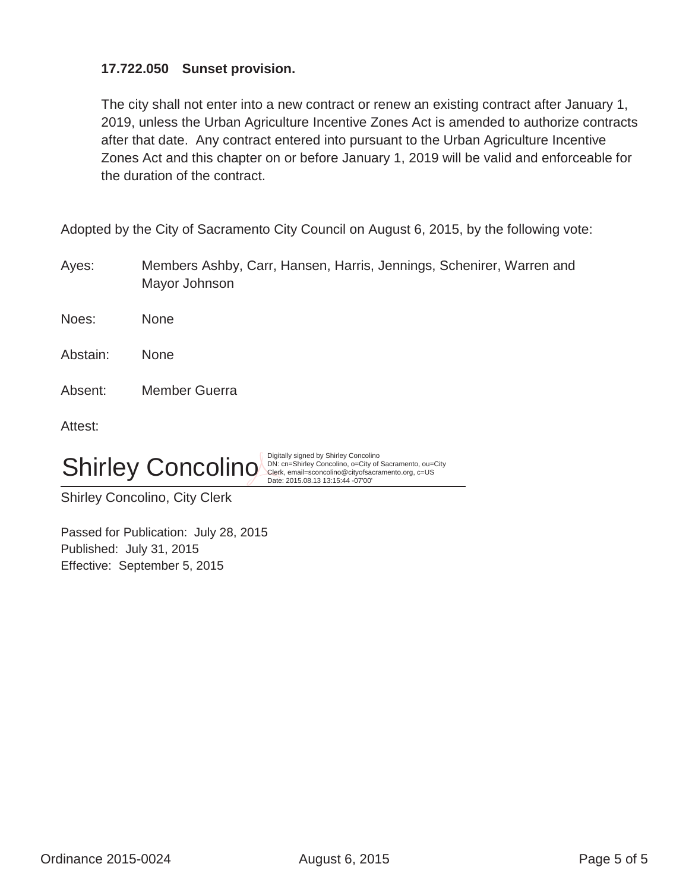**17.722.050 Sunset provision.**

The city shall not enter into a new contract or renew an existing contract after January 1, 2019, unless the Urban Agriculture Incentive Zones Act is amended to authorize contracts after that date. Any contract entered into pursuant to the Urban Agriculture Incentive Zones Act and this chapter on or before January 1, 2019 will be valid and enforceable for the duration of the contract.

Adopted by the City of Sacramento City Council on August 6, 2015, by the following vote:

Ayes: Members Ashby, Carr, Hansen, Harris, Jennings, Schenirer, Warren and Mayor Johnson

Noes: None

Abstain: None

Absent: Member Guerra

Attest:

Shirley Concolino

Digitally signed by Shirley Concolino
DN: cn=Shirley Concolino, o=City of Sacramento, ou=City Clerk, email=sconcolino@cityofsacramento.org, c=US
Date: 2015.08.13 13:15:44 -07'00'

Shirley Concolino, City Clerk

Passed for Publication: July 28, 2015
Published: July 31, 2015
Effective: September 5, 2015